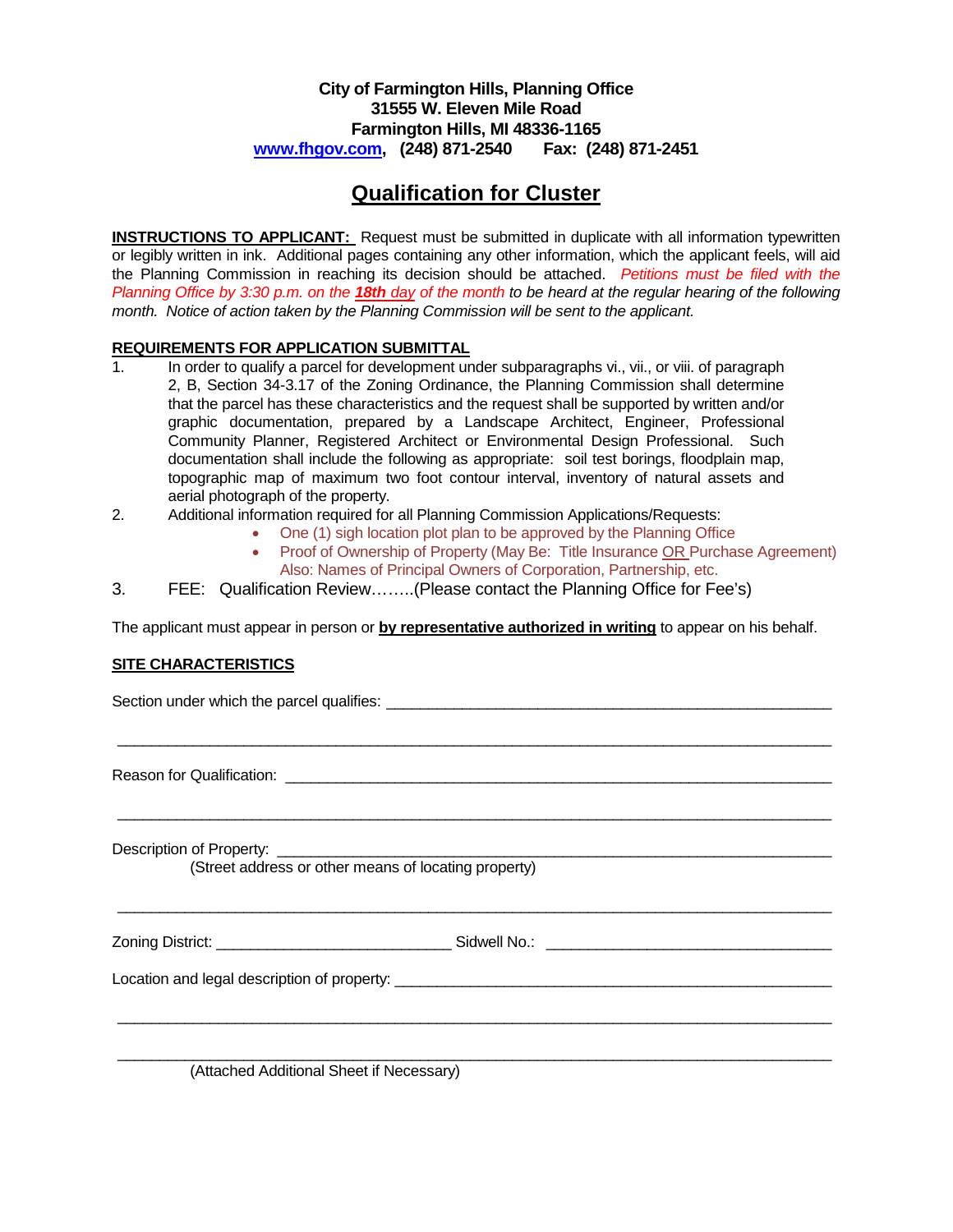**City of Farmington Hills, Planning Office**
**31555 W. Eleven Mile Road**
**Farmington Hills, MI 48336-1165**
**www.fhgov.com, (248) 871-2540 Fax: (248) 871-2451**

# Qualification for Cluster

**INSTRUCTIONS TO APPLICANT:** Request must be submitted in duplicate with all information typewritten or legibly written in ink. Additional pages containing any other information, which the applicant feels, will aid the Planning Commission in reaching its decision should be attached. *Petitions must be filed with the Planning Office by 3:30 p.m. on the **18th** day of the month to be heard at the regular hearing of the following month. Notice of action taken by the Planning Commission will be sent to the applicant.*

**REQUIREMENTS FOR APPLICATION SUBMITTAL**

1. In order to qualify a parcel for development under subparagraphs vi., vii., or viii. of paragraph 2, B, Section 34-3.17 of the Zoning Ordinance, the Planning Commission shall determine that the parcel has these characteristics and the request shall be supported by written and/or graphic documentation, prepared by a Landscape Architect, Engineer, Professional Community Planner, Registered Architect or Environmental Design Professional. Such documentation shall include the following as appropriate: soil test borings, floodplain map, topographic map of maximum two foot contour interval, inventory of natural assets and aerial photograph of the property.
2. Additional information required for all Planning Commission Applications/Requests:
   - One (1) sigh location plot plan to be approved by the Planning Office
   - Proof of Ownership of Property (May Be: Title Insurance OR Purchase Agreement) Also: Names of Principal Owners of Corporation, Partnership, etc.
3. FEE: Qualification Review……..(Please contact the Planning Office for Fee's)

The applicant must appear in person or **by representative authorized in writing** to appear on his behalf.

**SITE CHARACTERISTICS**

Section under which the parcel qualifies: ______________________________________________

_______________________________________________________________________________

Reason for Qualification: ________________________________________________________

_______________________________________________________________________________

Description of Property: _________________________________________________________
(Street address or other means of locating property)

_______________________________________________________________________________

Zoning District: _________________________ Sidwell No.: ______________________________

Location and legal description of property: ___________________________________________

_______________________________________________________________________________

_______________________________________________________________________________
(Attached Additional Sheet if Necessary)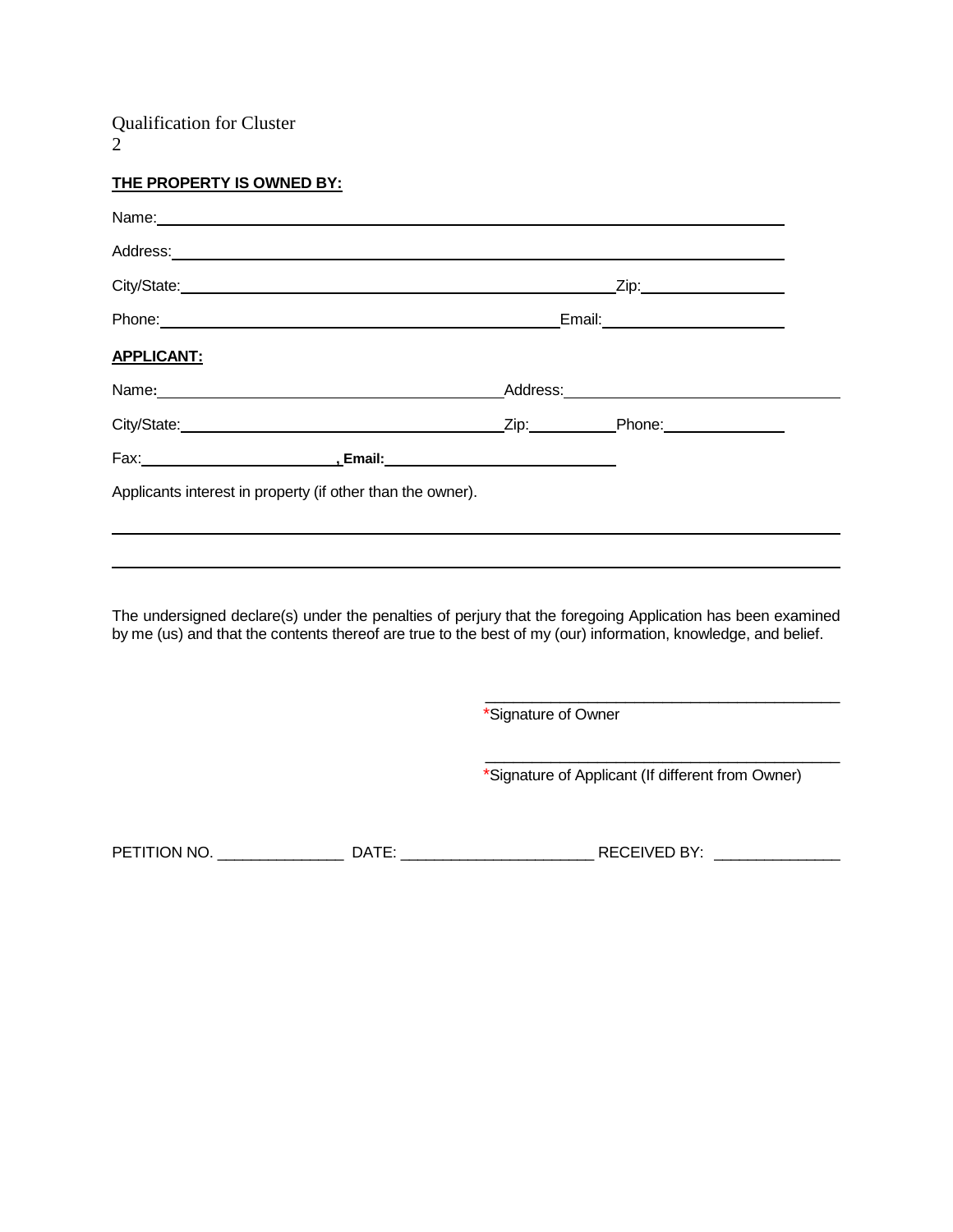**THE PROPERTY IS OWNED BY:**

Name:\_\_\_\_\_\_\_\_\_\_\_\_\_\_\_\_\_\_\_\_\_\_\_\_\_\_\_\_\_\_\_\_\_\_\_\_\_\_\_\_\_\_\_\_\_\_\_\_\_\_\_\_\_\_\_\_\_\_\_\_

Address:\_\_\_\_\_\_\_\_\_\_\_\_\_\_\_\_\_\_\_\_\_\_\_\_\_\_\_\_\_\_\_\_\_\_\_\_\_\_\_\_\_\_\_\_\_\_\_\_\_\_\_\_\_\_\_\_\_\_\_\_

City/State:\_\_\_\_\_\_\_\_\_\_\_\_\_\_\_\_\_\_\_\_\_\_\_\_\_\_\_\_\_\_\_\_\_\_\_\_\_\_\_\_ Zip:\_\_\_\_\_\_\_\_\_\_\_\_\_\_

Phone:\_\_\_\_\_\_\_\_\_\_\_\_\_\_\_\_\_\_\_\_\_\_\_\_\_\_\_\_\_\_\_\_\_\_\_\_\_\_\_\_ Email:\_\_\_\_\_\_\_\_\_\_\_\_\_\_\_\_\_\_

**APPLICANT:**

Name:\_\_\_\_\_\_\_\_\_\_\_\_\_\_\_\_\_\_\_\_\_\_\_\_\_\_\_\_\_\_\_\_ Address:\_\_\_\_\_\_\_\_\_\_\_\_\_\_\_\_\_\_\_\_\_\_\_\_\_\_

City/State:\_\_\_\_\_\_\_\_\_\_\_\_\_\_\_\_\_\_\_\_\_\_\_\_\_\_\_\_\_\_ Zip:\_\_\_\_\_\_\_\_ Phone:\_\_\_\_\_\_\_\_\_\_\_\_\_

Fax:\_\_\_\_\_\_\_\_\_\_\_\_\_\_\_\_\_\_\_\_, **Email:**\_\_\_\_\_\_\_\_\_\_\_\_\_\_\_\_\_\_\_\_\_\_\_\_

Applicants interest in property (if other than the owner).

\_\_\_\_\_\_\_\_\_\_\_\_\_\_\_\_\_\_\_\_\_\_\_\_\_\_\_\_\_\_\_\_\_\_\_\_\_\_\_\_\_\_\_\_\_\_\_\_\_\_\_\_\_\_\_\_\_\_\_\_\_\_\_\_\_\_\_\_\_\_

\_\_\_\_\_\_\_\_\_\_\_\_\_\_\_\_\_\_\_\_\_\_\_\_\_\_\_\_\_\_\_\_\_\_\_\_\_\_\_\_\_\_\_\_\_\_\_\_\_\_\_\_\_\_\_\_\_\_\_\_\_\_\_\_\_\_\_\_\_\_

The undersigned declare(s) under the penalties of perjury that the foregoing Application has been examined by me (us) and that the contents thereof are true to the best of my (our) information, knowledge, and belief.

\_\_\_\_\_\_\_\_\_\_\_\_\_\_\_\_\_\_\_\_\_\_\_\_\_\_\_\_\_\_\_\_\_\_\_\_\_\_\_\_
*Signature of Owner

\_\_\_\_\_\_\_\_\_\_\_\_\_\_\_\_\_\_\_\_\_\_\_\_\_\_\_\_\_\_\_\_\_\_\_\_\_\_\_\_
*Signature of Applicant (If different from Owner)

PETITION NO. \_\_\_\_\_\_\_\_\_\_\_\_\_\_\_ DATE: \_\_\_\_\_\_\_\_\_\_\_\_\_\_\_\_\_\_\_\_\_\_ RECEIVED BY: \_\_\_\_\_\_\_\_\_\_\_\_\_\_